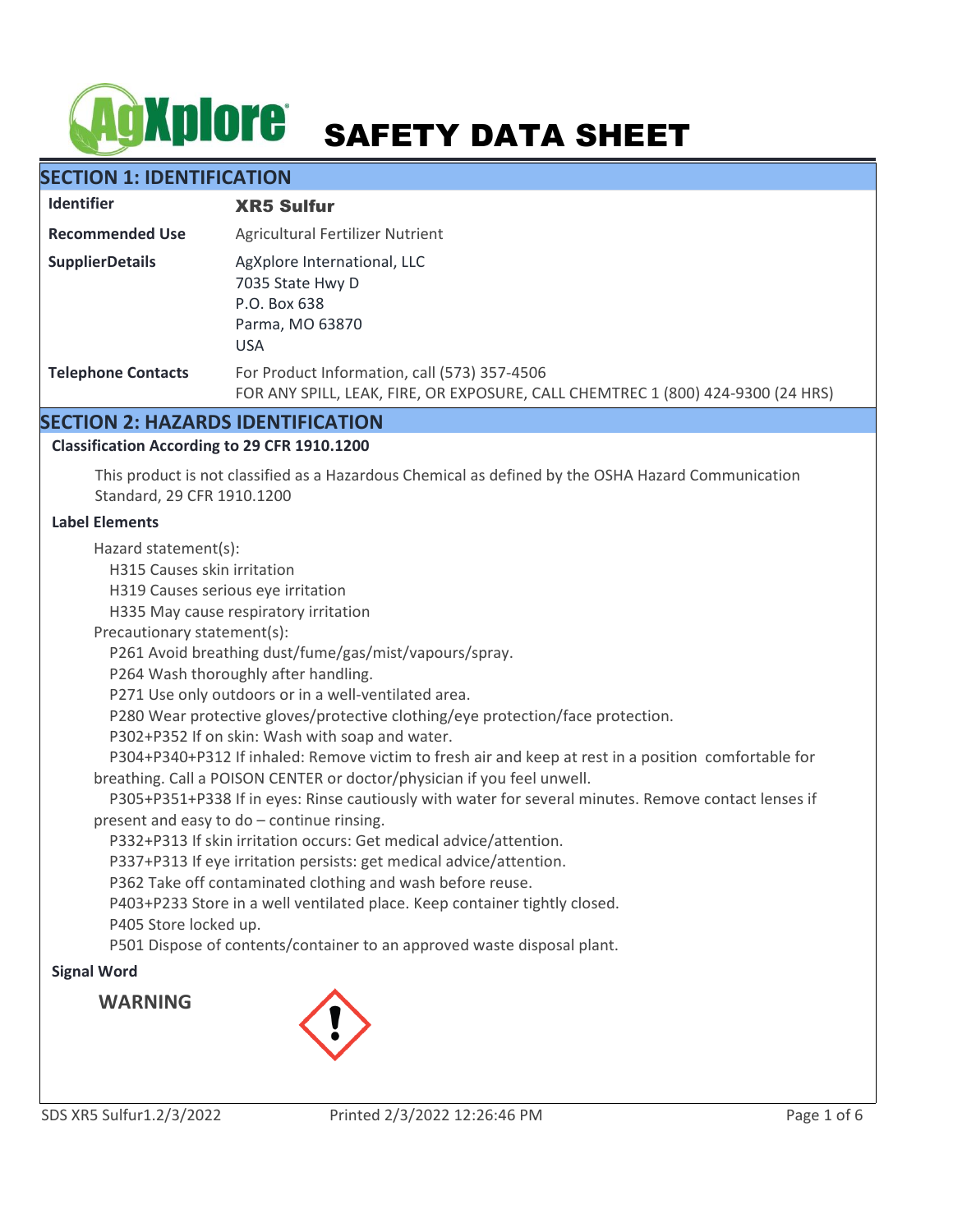# SAFETY DATA SHEET

## SECTION 1: IDENTIFICATION

| | |
|---|---|
| **Identifier** | **XR5 Sulfur** |
| **Recommended Use** | Agricultural Fertilizer Nutrient |
| **SupplierDetails** | AgXplore International, LLC<br>7035 State Hwy D<br>P.O. Box 638<br>Parma, MO 63870<br>USA |
| **Telephone Contacts** | For Product Information, call (573) 357-4506<br>FOR ANY SPILL, LEAK, FIRE, OR EXPOSURE, CALL CHEMTREC 1 (800) 424-9300 (24 HRS) |

## SECTION 2: HAZARDS IDENTIFICATION

### Classification According to 29 CFR 1910.1200

This product is not classified as a Hazardous Chemical as defined by the OSHA Hazard Communication Standard, 29 CFR 1910.1200

### Label Elements

Hazard statement(s):

H315 Causes skin irritation
H319 Causes serious eye irritation
H335 May cause respiratory irritation

Precautionary statement(s):

P261 Avoid breathing dust/fume/gas/mist/vapours/spray.
P264 Wash thoroughly after handling.
P271 Use only outdoors or in a well-ventilated area.
P280 Wear protective gloves/protective clothing/eye protection/face protection.
P302+P352 If on skin: Wash with soap and water.
P304+P340+P312 If inhaled: Remove victim to fresh air and keep at rest in a position comfortable for breathing. Call a POISON CENTER or doctor/physician if you feel unwell.
P305+P351+P338 If in eyes: Rinse cautiously with water for several minutes. Remove contact lenses if present and easy to do – continue rinsing.
P332+P313 If skin irritation occurs: Get medical advice/attention.
P337+P313 If eye irritation persists: get medical advice/attention.
P362 Take off contaminated clothing and wash before reuse.
P403+P233 Store in a well ventilated place. Keep container tightly closed.
P405 Store locked up.
P501 Dispose of contents/container to an approved waste disposal plant.

### Signal Word

**WARNING**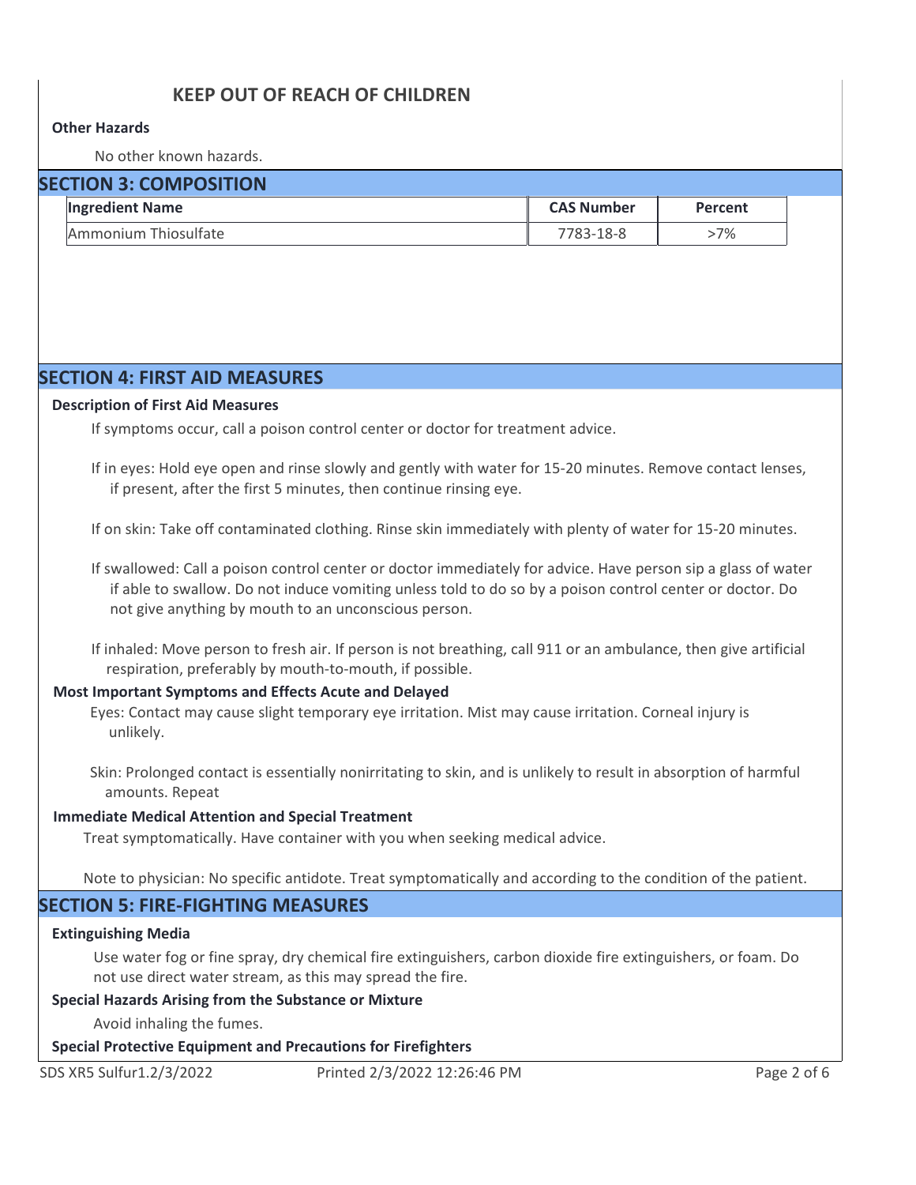## KEEP OUT OF REACH OF CHILDREN

**Other Hazards**

No other known hazards.

## SECTION 3: COMPOSITION

| Ingredient Name | CAS Number | Percent |
|---|---|---|
| Ammonium Thiosulfate | 7783-18-8 | >7% |

## SECTION 4: FIRST AID MEASURES

**Description of First Aid Measures**

If symptoms occur, call a poison control center or doctor for treatment advice.

If in eyes: Hold eye open and rinse slowly and gently with water for 15-20 minutes. Remove contact lenses, if present, after the first 5 minutes, then continue rinsing eye.

If on skin: Take off contaminated clothing. Rinse skin immediately with plenty of water for 15-20 minutes.

If swallowed: Call a poison control center or doctor immediately for advice. Have person sip a glass of water if able to swallow. Do not induce vomiting unless told to do so by a poison control center or doctor. Do not give anything by mouth to an unconscious person.

If inhaled: Move person to fresh air. If person is not breathing, call 911 or an ambulance, then give artificial respiration, preferably by mouth-to-mouth, if possible.

**Most Important Symptoms and Effects Acute and Delayed**

Eyes: Contact may cause slight temporary eye irritation. Mist may cause irritation. Corneal injury is unlikely.

Skin: Prolonged contact is essentially nonirritating to skin, and is unlikely to result in absorption of harmful amounts. Repeat

**Immediate Medical Attention and Special Treatment**

Treat symptomatically. Have container with you when seeking medical advice.

Note to physician: No specific antidote. Treat symptomatically and according to the condition of the patient.

## SECTION 5: FIRE-FIGHTING MEASURES

**Extinguishing Media**

Use water fog or fine spray, dry chemical fire extinguishers, carbon dioxide fire extinguishers, or foam. Do not use direct water stream, as this may spread the fire.

**Special Hazards Arising from the Substance or Mixture**

Avoid inhaling the fumes.

**Special Protective Equipment and Precautions for Firefighters**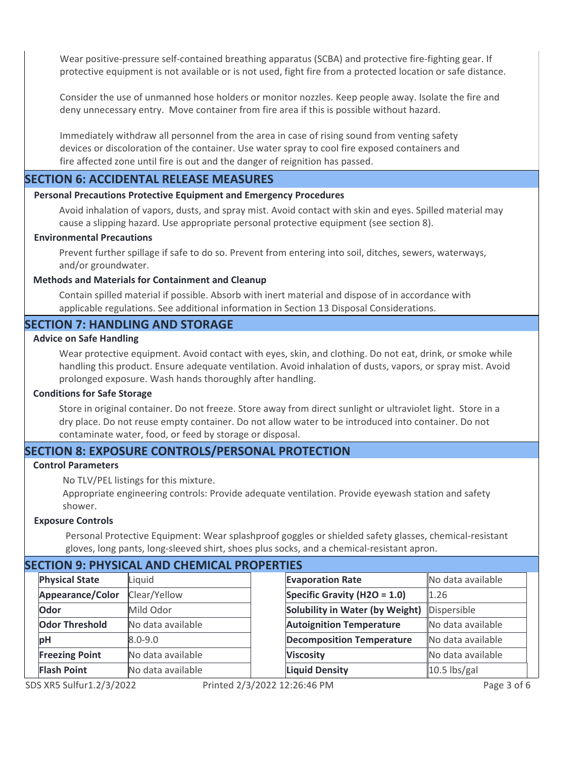Wear positive-pressure self-contained breathing apparatus (SCBA) and protective fire-fighting gear. If protective equipment is not available or is not used, fight fire from a protected location or safe distance.

Consider the use of unmanned hose holders or monitor nozzles. Keep people away. Isolate the fire and deny unnecessary entry. Move container from fire area if this is possible without hazard.

Immediately withdraw all personnel from the area in case of rising sound from venting safety devices or discoloration of the container. Use water spray to cool fire exposed containers and fire affected zone until fire is out and the danger of reignition has passed.

## SECTION 6: ACCIDENTAL RELEASE MEASURES

### Personal Precautions Protective Equipment and Emergency Procedures

Avoid inhalation of vapors, dusts, and spray mist. Avoid contact with skin and eyes. Spilled material may cause a slipping hazard. Use appropriate personal protective equipment (see section 8).

### Environmental Precautions

Prevent further spillage if safe to do so. Prevent from entering into soil, ditches, sewers, waterways, and/or groundwater.

### Methods and Materials for Containment and Cleanup

Contain spilled material if possible. Absorb with inert material and dispose of in accordance with applicable regulations. See additional information in Section 13 Disposal Considerations.

## SECTION 7: HANDLING AND STORAGE

### Advice on Safe Handling

Wear protective equipment. Avoid contact with eyes, skin, and clothing. Do not eat, drink, or smoke while handling this product. Ensure adequate ventilation. Avoid inhalation of dusts, vapors, or spray mist. Avoid prolonged exposure. Wash hands thoroughly after handling.

### Conditions for Safe Storage

Store in original container. Do not freeze. Store away from direct sunlight or ultraviolet light. Store in a dry place. Do not reuse empty container. Do not allow water to be introduced into container. Do not contaminate water, food, or feed by storage or disposal.

## SECTION 8: EXPOSURE CONTROLS/PERSONAL PROTECTION

### Control Parameters

No TLV/PEL listings for this mixture.
Appropriate engineering controls: Provide adequate ventilation. Provide eyewash station and safety shower.

### Exposure Controls

Personal Protective Equipment: Wear splashproof goggles or shielded safety glasses, chemical-resistant gloves, long pants, long-sleeved shirt, shoes plus socks, and a chemical-resistant apron.

## SECTION 9: PHYSICAL AND CHEMICAL PROPERTIES

| Property | Value | Property | Value |
|---|---|---|---|
| **Physical State** | Liquid | **Evaporation Rate** | No data available |
| **Appearance/Color** | Clear/Yellow | **Specific Gravity ($H_2O$ = 1.0)** | 1.26 |
| **Odor** | Mild Odor | **Solubility in Water (by Weight)** | Dispersible |
| **Odor Threshold** | No data available | **Autoignition Temperature** | No data available |
| **pH** | 8.0-9.0 | **Decomposition Temperature** | No data available |
| **Freezing Point** | No data available | **Viscosity** | No data available |
| **Flash Point** | No data available | **Liquid Density** | 10.5 lbs/gal |

SDS XR5 Sulfur1.2/3/2022 Printed 2/3/2022 12:26:46 PM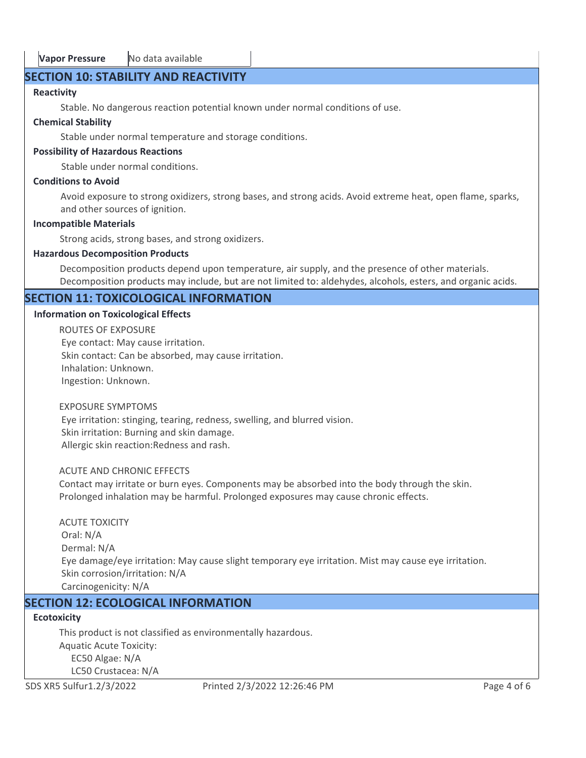| Vapor Pressure | No data available |
|---|---|

## SECTION 10: STABILITY AND REACTIVITY

**Reactivity**

Stable. No dangerous reaction potential known under normal conditions of use.

**Chemical Stability**

Stable under normal temperature and storage conditions.

**Possibility of Hazardous Reactions**

Stable under normal conditions.

**Conditions to Avoid**

Avoid exposure to strong oxidizers, strong bases, and strong acids. Avoid extreme heat, open flame, sparks, and other sources of ignition.

**Incompatible Materials**

Strong acids, strong bases, and strong oxidizers.

**Hazardous Decomposition Products**

Decomposition products depend upon temperature, air supply, and the presence of other materials. Decomposition products may include, but are not limited to: aldehydes, alcohols, esters, and organic acids.

## SECTION 11: TOXICOLOGICAL INFORMATION

**Information on Toxicological Effects**

ROUTES OF EXPOSURE
Eye contact: May cause irritation.
Skin contact: Can be absorbed, may cause irritation.
Inhalation: Unknown.
Ingestion: Unknown.

EXPOSURE SYMPTOMS
Eye irritation: stinging, tearing, redness, swelling, and blurred vision.
Skin irritation: Burning and skin damage.
Allergic skin reaction:Redness and rash.

ACUTE AND CHRONIC EFFECTS
Contact may irritate or burn eyes. Components may be absorbed into the body through the skin.
Prolonged inhalation may be harmful. Prolonged exposures may cause chronic effects.

ACUTE TOXICITY
Oral: N/A
Dermal: N/A
Eye damage/eye irritation: May cause slight temporary eye irritation. Mist may cause eye irritation.
Skin corrosion/irritation: N/A
Carcinogenicity: N/A

## SECTION 12: ECOLOGICAL INFORMATION

**Ecotoxicity**

This product is not classified as environmentally hazardous.
Aquatic Acute Toxicity:
EC50 Algae: N/A
LC50 Crustacea: N/A

SDS XR5 Sulfur1.2/3/2022 Printed 2/3/2022 12:26:46 PM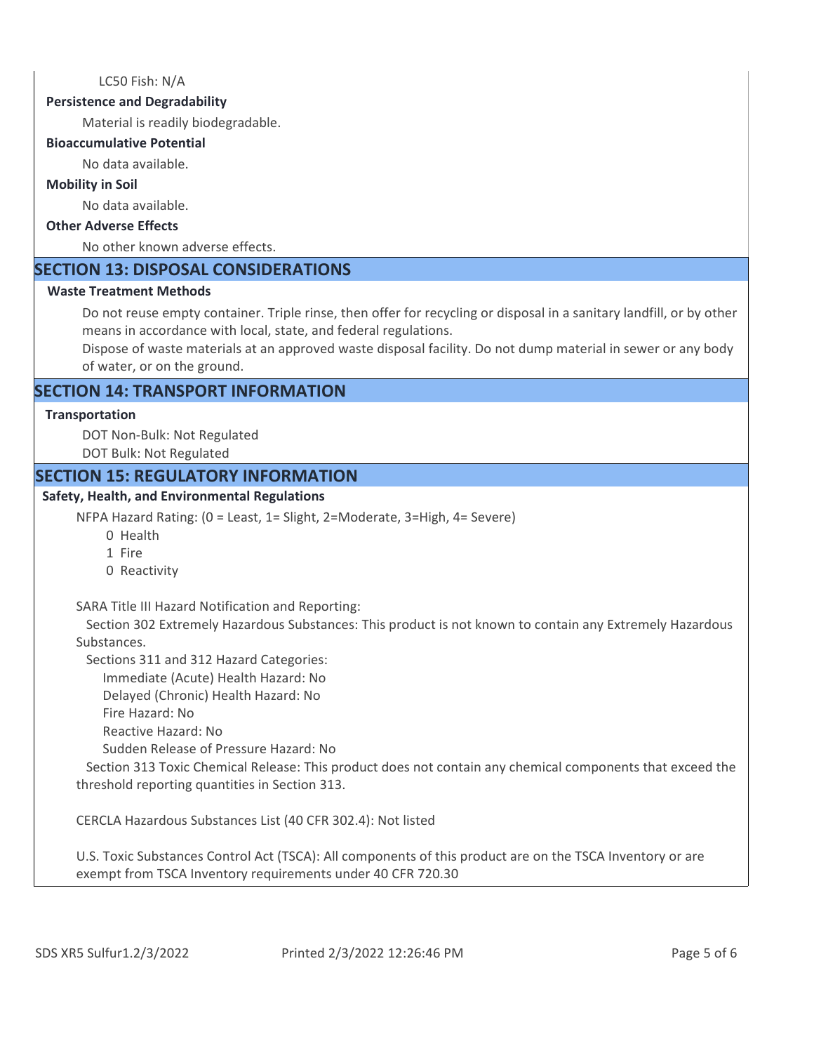LC50 Fish: N/A

**Persistence and Degradability**

Material is readily biodegradable.

**Bioaccumulative Potential**

No data available.

**Mobility in Soil**

No data available.

**Other Adverse Effects**

No other known adverse effects.

## SECTION 13: DISPOSAL CONSIDERATIONS

**Waste Treatment Methods**

Do not reuse empty container. Triple rinse, then offer for recycling or disposal in a sanitary landfill, or by other means in accordance with local, state, and federal regulations.

Dispose of waste materials at an approved waste disposal facility. Do not dump material in sewer or any body of water, or on the ground.

## SECTION 14: TRANSPORT INFORMATION

**Transportation**

DOT Non-Bulk: Not Regulated

DOT Bulk: Not Regulated

## SECTION 15: REGULATORY INFORMATION

**Safety, Health, and Environmental Regulations**

NFPA Hazard Rating: (0 = Least, 1= Slight, 2=Moderate, 3=High, 4= Severe)

0 Health

1 Fire

0 Reactivity

SARA Title III Hazard Notification and Reporting:

Section 302 Extremely Hazardous Substances: This product is not known to contain any Extremely Hazardous Substances.

Sections 311 and 312 Hazard Categories:

Immediate (Acute) Health Hazard: No

Delayed (Chronic) Health Hazard: No

Fire Hazard: No

Reactive Hazard: No

Sudden Release of Pressure Hazard: No

Section 313 Toxic Chemical Release: This product does not contain any chemical components that exceed the threshold reporting quantities in Section 313.

CERCLA Hazardous Substances List (40 CFR 302.4): Not listed

U.S. Toxic Substances Control Act (TSCA): All components of this product are on the TSCA Inventory or are exempt from TSCA Inventory requirements under 40 CFR 720.30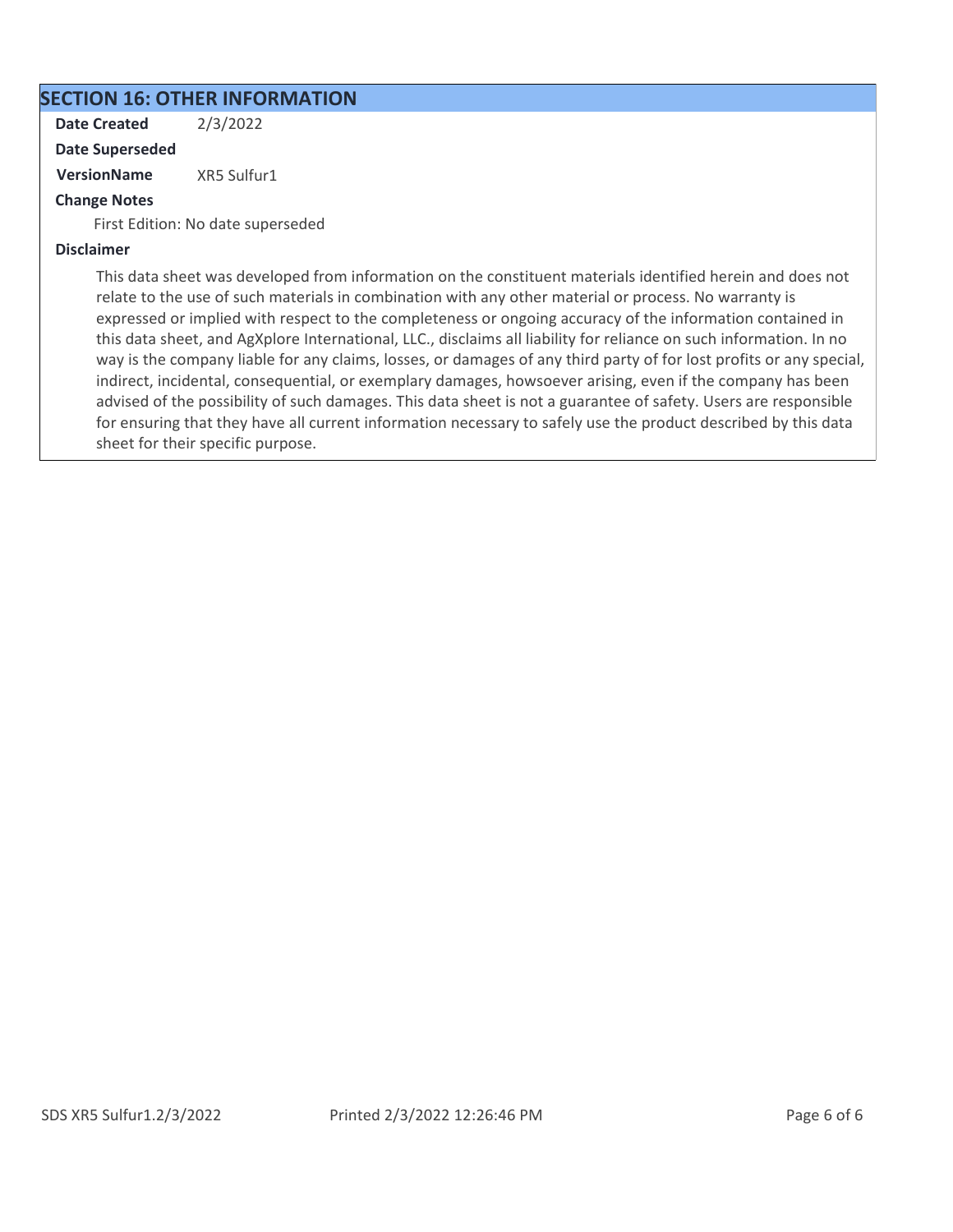## SECTION 16: OTHER INFORMATION

**Date Created** 2/3/2022

**Date Superseded**

**VersionName** XR5 Sulfur1

**Change Notes**

First Edition: No date superseded

**Disclaimer**

This data sheet was developed from information on the constituent materials identified herein and does not relate to the use of such materials in combination with any other material or process. No warranty is expressed or implied with respect to the completeness or ongoing accuracy of the information contained in this data sheet, and AgXplore International, LLC., disclaims all liability for reliance on such information. In no way is the company liable for any claims, losses, or damages of any third party of for lost profits or any special, indirect, incidental, consequential, or exemplary damages, howsoever arising, even if the company has been advised of the possibility of such damages. This data sheet is not a guarantee of safety. Users are responsible for ensuring that they have all current information necessary to safely use the product described by this data sheet for their specific purpose.